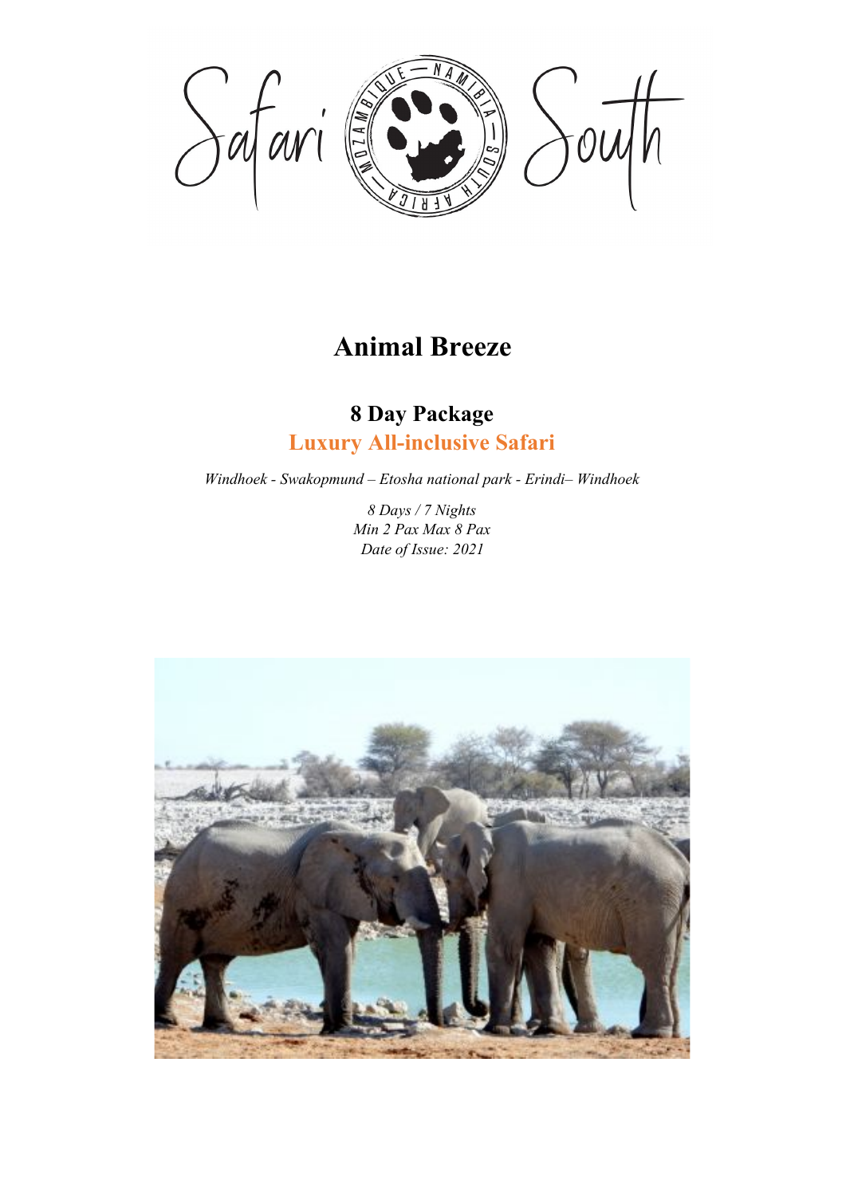# Animal Breeze

## 8 Day Package

## Luxury All-inclusive Safari

*Windhoek - Swakopmund – Etosha national park - Erindi– Windhoek*

*8 Days / 7 Nights*
*Min 2 Pax Max 8 Pax*
*Date of Issue: 2021*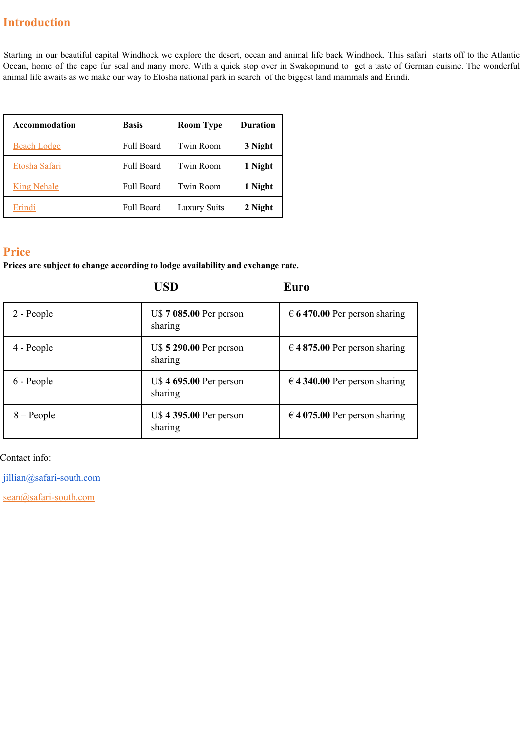## Introduction

Starting in our beautiful capital Windhoek we explore the desert, ocean and animal life back Windhoek. This safari starts off to the Atlantic Ocean, home of the cape fur seal and many more. With a quick stop over in Swakopmund to get a taste of German cuisine. The wonderful animal life awaits as we make our way to Etosha national park in search of the biggest land mammals and Erindi.

| Accommodation | Basis | Room Type | Duration |
|---|---|---|---|
| Beach Lodge | Full Board | Twin Room | **3 Night** |
| Etosha Safari | Full Board | Twin Room | **1 Night** |
| King Nehale | Full Board | Twin Room | **1 Night** |
| Erindi | Full Board | Luxury Suits | **2 Night** |

## Price

**Prices are subject to change according to lodge availability and exchange rate.**

| | USD | Euro |
|---|---|---|
| 2 - People | US$ **7 085.00** Per person sharing | € **6 470.00** Per person sharing |
| 4 - People | US$ **5 290.00** Per person sharing | € **4 875.00** Per person sharing |
| 6 - People | US$ **4 695.00** Per person sharing | € **4 340.00** Per person sharing |
| 8 – People | US$ **4 395.00** Per person sharing | € **4 075.00** Per person sharing |

Contact info:

jillian@safari-south.com

sean@safari-south.com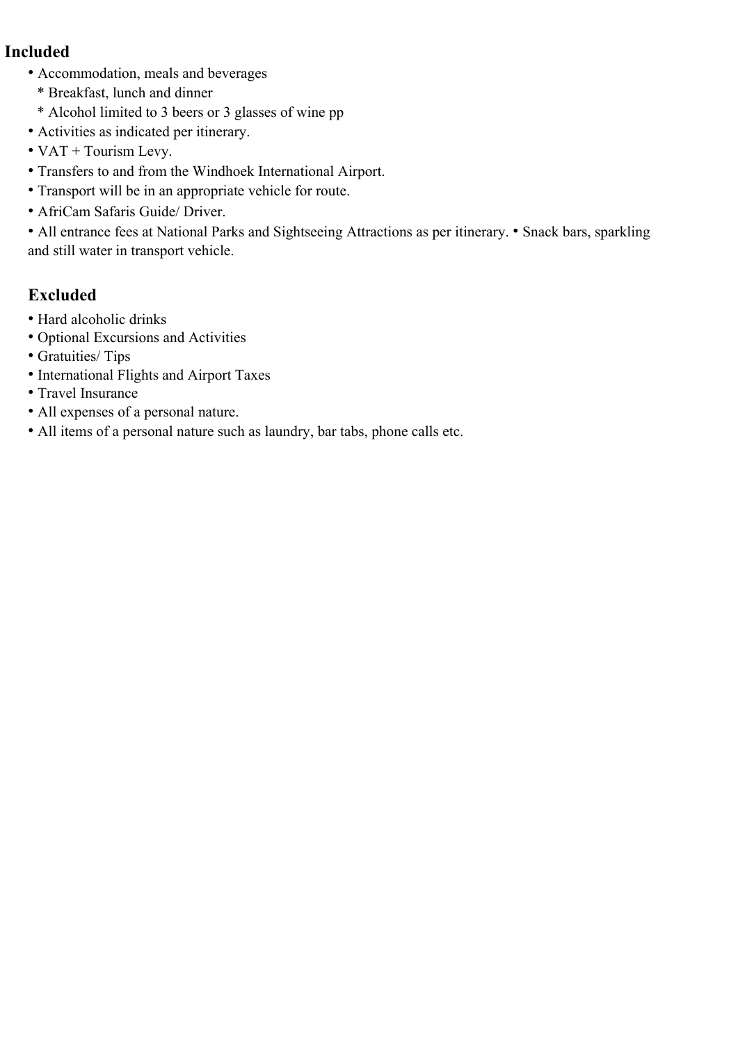## Included

- Accommodation, meals and beverages
  * Breakfast, lunch and dinner
  * Alcohol limited to 3 beers or 3 glasses of wine pp
- Activities as indicated per itinerary.
- VAT + Tourism Levy.
- Transfers to and from the Windhoek International Airport.
- Transport will be in an appropriate vehicle for route.
- AfriCam Safaris Guide/ Driver.
- All entrance fees at National Parks and Sightseeing Attractions as per itinerary. • Snack bars, sparkling and still water in transport vehicle.

## Excluded

- Hard alcoholic drinks
- Optional Excursions and Activities
- Gratuities/ Tips
- International Flights and Airport Taxes
- Travel Insurance
- All expenses of a personal nature.
- All items of a personal nature such as laundry, bar tabs, phone calls etc.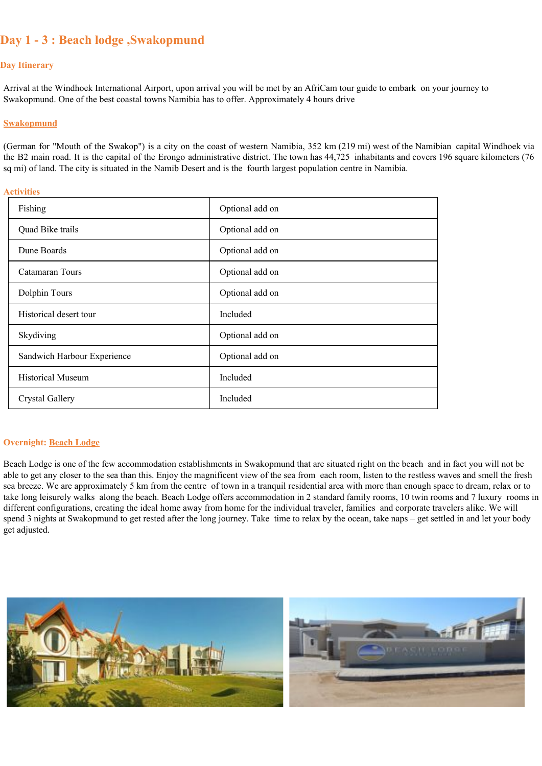# Day 1 - 3 : Beach lodge ,Swakopmund

## Day Itinerary

Arrival at the Windhoek International Airport, upon arrival you will be met by an AfriCam tour guide to embark on your journey to Swakopmund. One of the best coastal towns Namibia has to offer. Approximately 4 hours drive

### Swakopmund

(German for "Mouth of the Swakop") is a city on the coast of western Namibia, 352 km (219 mi) west of the Namibian capital Windhoek via the B2 main road. It is the capital of the Erongo administrative district. The town has 44,725 inhabitants and covers 196 square kilometers (76 sq mi) of land. The city is situated in the Namib Desert and is the fourth largest population centre in Namibia.

### Activities

| | |
|---|---|
| Fishing | Optional add on |
| Quad Bike trails | Optional add on |
| Dune Boards | Optional add on |
| Catamaran Tours | Optional add on |
| Dolphin Tours | Optional add on |
| Historical desert tour | Included |
| Skydiving | Optional add on |
| Sandwich Harbour Experience | Optional add on |
| Historical Museum | Included |
| Crystal Gallery | Included |

### Overnight: Beach Lodge

Beach Lodge is one of the few accommodation establishments in Swakopmund that are situated right on the beach and in fact you will not be able to get any closer to the sea than this. Enjoy the magnificent view of the sea from each room, listen to the restless waves and smell the fresh sea breeze. We are approximately 5 km from the centre of town in a tranquil residential area with more than enough space to dream, relax or to take long leisurely walks along the beach. Beach Lodge offers accommodation in 2 standard family rooms, 10 twin rooms and 7 luxury rooms in different configurations, creating the ideal home away from home for the individual traveler, families and corporate travelers alike. We will spend 3 nights at Swakopmund to get rested after the long journey. Take time to relax by the ocean, take naps – get settled in and let your body get adjusted.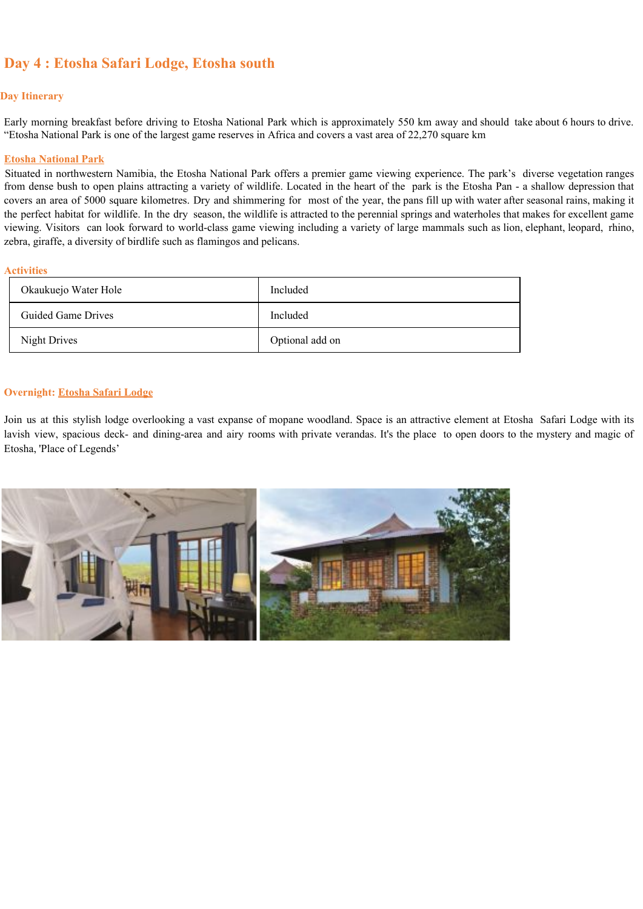# Day 4 : Etosha Safari Lodge, Etosha south

### Day Itinerary

Early morning breakfast before driving to Etosha National Park which is approximately 550 km away and should take about 6 hours to drive. “Etosha National Park is one of the largest game reserves in Africa and covers a vast area of 22,270 square km

### Etosha National Park

Situated in northwestern Namibia, the Etosha National Park offers a premier game viewing experience. The park’s diverse vegetation ranges from dense bush to open plains attracting a variety of wildlife. Located in the heart of the park is the Etosha Pan - a shallow depression that covers an area of 5000 square kilometres. Dry and shimmering for most of the year, the pans fill up with water after seasonal rains, making it the perfect habitat for wildlife. In the dry season, the wildlife is attracted to the perennial springs and waterholes that makes for excellent game viewing. Visitors can look forward to world-class game viewing including a variety of large mammals such as lion, elephant, leopard, rhino, zebra, giraffe, a diversity of birdlife such as flamingos and pelicans.

### Activities

| Activity | Status |
|---|---|
| Okaukuejo Water Hole | Included |
| Guided Game Drives | Included |
| Night Drives | Optional add on |

### Overnight: Etosha Safari Lodge

Join us at this stylish lodge overlooking a vast expanse of mopane woodland. Space is an attractive element at Etosha Safari Lodge with its lavish view, spacious deck- and dining-area and airy rooms with private verandas. It's the place to open doors to the mystery and magic of Etosha, 'Place of Legends’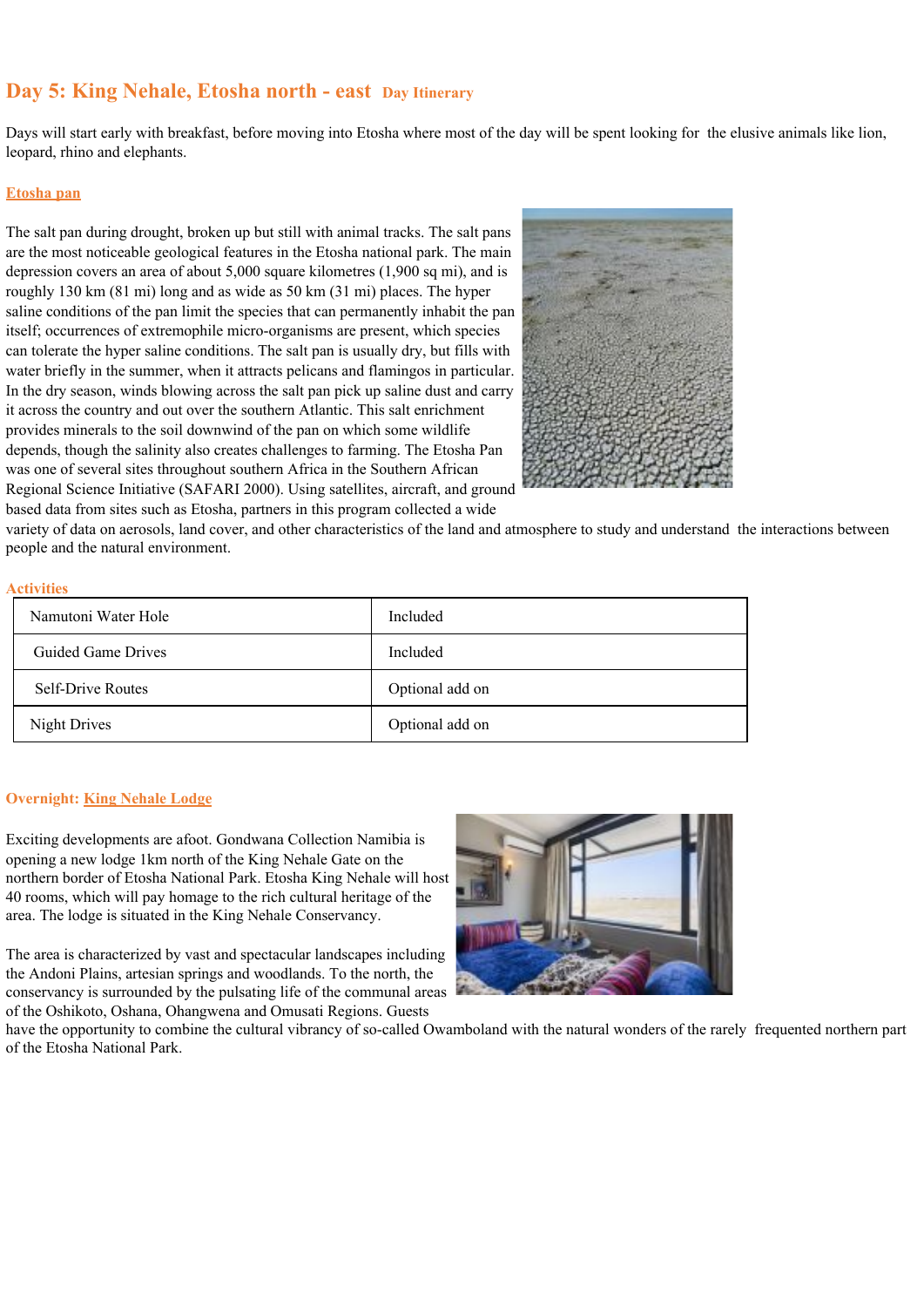## Day 5: King Nehale, Etosha north - east Day Itinerary

Days will start early with breakfast, before moving into Etosha where most of the day will be spent looking for the elusive animals like lion, leopard, rhino and elephants.

### Etosha pan

The salt pan during drought, broken up but still with animal tracks. The salt pans are the most noticeable geological features in the Etosha national park. The main depression covers an area of about 5,000 square kilometres (1,900 sq mi), and is roughly 130 km (81 mi) long and as wide as 50 km (31 mi) places. The hyper saline conditions of the pan limit the species that can permanently inhabit the pan itself; occurrences of extremophile micro-organisms are present, which species can tolerate the hyper saline conditions. The salt pan is usually dry, but fills with water briefly in the summer, when it attracts pelicans and flamingos in particular. In the dry season, winds blowing across the salt pan pick up saline dust and carry it across the country and out over the southern Atlantic. This salt enrichment provides minerals to the soil downwind of the pan on which some wildlife depends, though the salinity also creates challenges to farming. The Etosha Pan was one of several sites throughout southern Africa in the Southern African Regional Science Initiative (SAFARI 2000). Using satellites, aircraft, and ground based data from sites such as Etosha, partners in this program collected a wide variety of data on aerosols, land cover, and other characteristics of the land and atmosphere to study and understand the interactions between people and the natural environment.

### Activities

| | |
|---|---|
| Namutoni Water Hole | Included |
| Guided Game Drives | Included |
| Self-Drive Routes | Optional add on |
| Night Drives | Optional add on |

### Overnight: King Nehale Lodge

Exciting developments are afoot. Gondwana Collection Namibia is opening a new lodge 1km north of the King Nehale Gate on the northern border of Etosha National Park. Etosha King Nehale will host 40 rooms, which will pay homage to the rich cultural heritage of the area. The lodge is situated in the King Nehale Conservancy.

The area is characterized by vast and spectacular landscapes including the Andoni Plains, artesian springs and woodlands. To the north, the conservancy is surrounded by the pulsating life of the communal areas of the Oshikoto, Oshana, Ohangwena and Omusati Regions. Guests have the opportunity to combine the cultural vibrancy of so-called Owamboland with the natural wonders of the rarely frequented northern part of the Etosha National Park.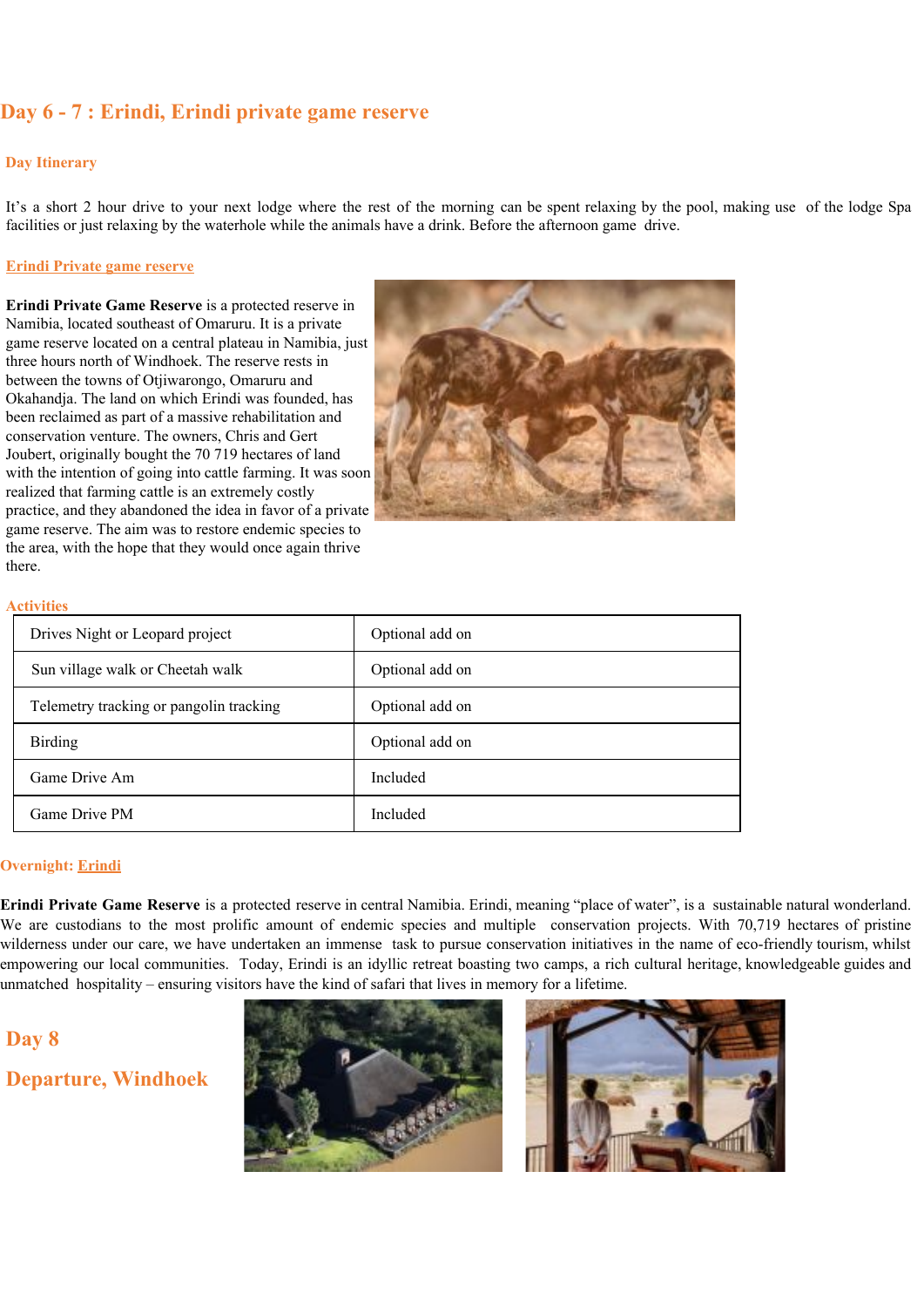## Day 6 - 7 : Erindi, Erindi private game reserve

### Day Itinerary

It's a short 2 hour drive to your next lodge where the rest of the morning can be spent relaxing by the pool, making use of the lodge Spa facilities or just relaxing by the waterhole while the animals have a drink. Before the afternoon game drive.

### Erindi Private game reserve

**Erindi Private Game Reserve** is a protected reserve in Namibia, located southeast of Omaruru. It is a private game reserve located on a central plateau in Namibia, just three hours north of Windhoek. The reserve rests in between the towns of Otjiwarongo, Omaruru and Okahandja. The land on which Erindi was founded, has been reclaimed as part of a massive rehabilitation and conservation venture. The owners, Chris and Gert Joubert, originally bought the 70 719 hectares of land with the intention of going into cattle farming. It was soon realized that farming cattle is an extremely costly practice, and they abandoned the idea in favor of a private game reserve. The aim was to restore endemic species to the area, with the hope that they would once again thrive there.

### Activities

| | |
|---|---|
| Drives Night or Leopard project | Optional add on |
| Sun village walk or Cheetah walk | Optional add on |
| Telemetry tracking or pangolin tracking | Optional add on |
| Birding | Optional add on |
| Game Drive Am | Included |
| Game Drive PM | Included |

### Overnight: Erindi

**Erindi Private Game Reserve** is a protected reserve in central Namibia. Erindi, meaning "place of water", is a sustainable natural wonderland. We are custodians to the most prolific amount of endemic species and multiple conservation projects. With 70,719 hectares of pristine wilderness under our care, we have undertaken an immense task to pursue conservation initiatives in the name of eco-friendly tourism, whilst empowering our local communities. Today, Erindi is an idyllic retreat boasting two camps, a rich cultural heritage, knowledgeable guides and unmatched hospitality – ensuring visitors have the kind of safari that lives in memory for a lifetime.

## Day 8

## Departure, Windhoek